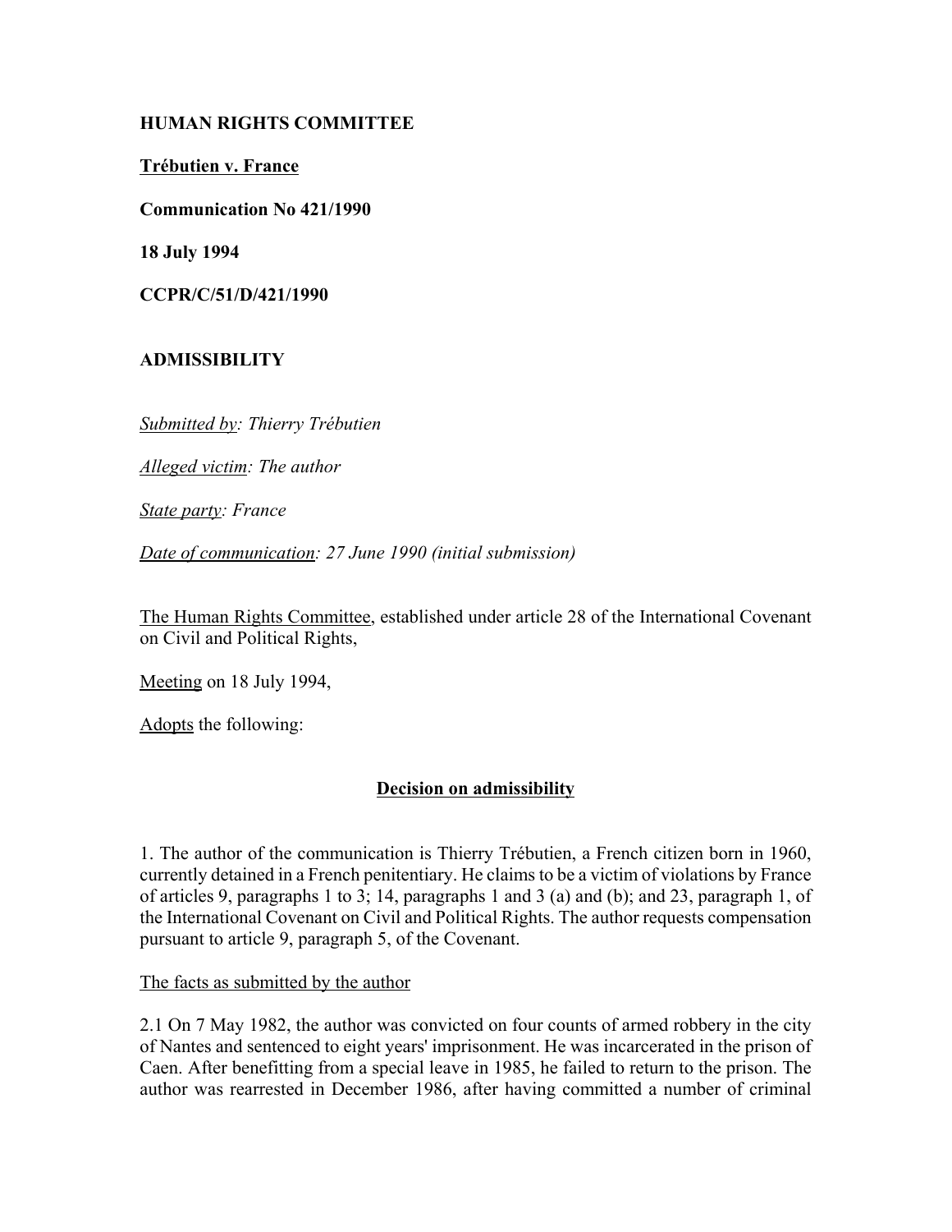**HUMAN RIGHTS COMMITTEE**

**Trébutien v. France**

**Communication No 421/1990**

**18 July 1994**

**CCPR/C/51/D/421/1990**

**ADMISSIBILITY**

*Submitted by: Thierry Trébutien*

*Alleged victim: The author*

*State party: France*

*Date of communication: 27 June 1990 (initial submission)*

The Human Rights Committee, established under article 28 of the International Covenant on Civil and Political Rights,

Meeting on 18 July 1994,

Adopts the following:

**Decision on admissibility**

1. The author of the communication is Thierry Trébutien, a French citizen born in 1960, currently detained in a French penitentiary. He claims to be a victim of violations by France of articles 9, paragraphs 1 to 3; 14, paragraphs 1 and 3 (a) and (b); and 23, paragraph 1, of the International Covenant on Civil and Political Rights. The author requests compensation pursuant to article 9, paragraph 5, of the Covenant.

The facts as submitted by the author

2.1 On 7 May 1982, the author was convicted on four counts of armed robbery in the city of Nantes and sentenced to eight years' imprisonment. He was incarcerated in the prison of Caen. After benefitting from a special leave in 1985, he failed to return to the prison. The author was rearrested in December 1986, after having committed a number of criminal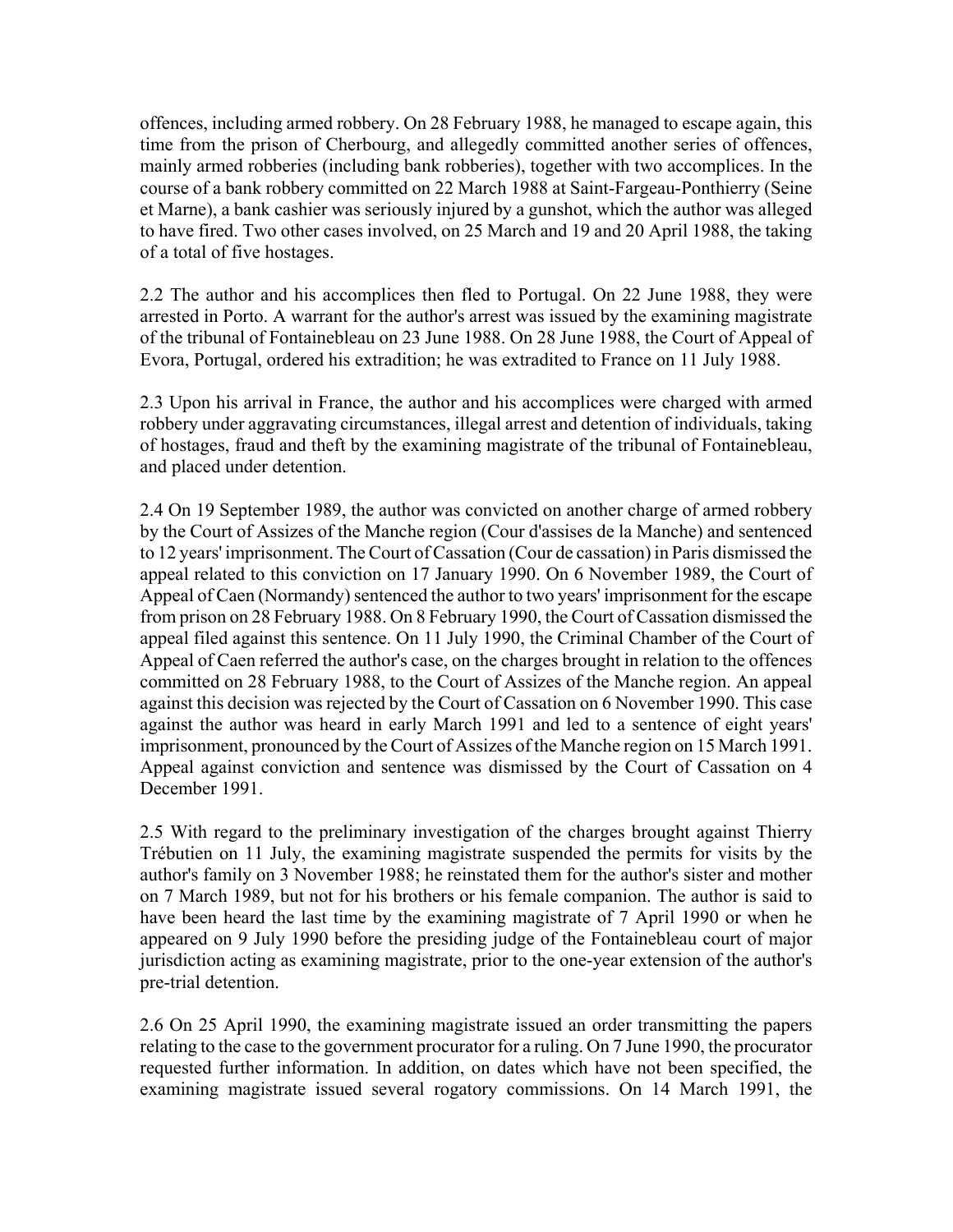offences, including armed robbery. On 28 February 1988, he managed to escape again, this time from the prison of Cherbourg, and allegedly committed another series of offences, mainly armed robberies (including bank robberies), together with two accomplices. In the course of a bank robbery committed on 22 March 1988 at Saint-Fargeau-Ponthierry (Seine et Marne), a bank cashier was seriously injured by a gunshot, which the author was alleged to have fired. Two other cases involved, on 25 March and 19 and 20 April 1988, the taking of a total of five hostages.

2.2 The author and his accomplices then fled to Portugal. On 22 June 1988, they were arrested in Porto. A warrant for the author's arrest was issued by the examining magistrate of the tribunal of Fontainebleau on 23 June 1988. On 28 June 1988, the Court of Appeal of Evora, Portugal, ordered his extradition; he was extradited to France on 11 July 1988.

2.3 Upon his arrival in France, the author and his accomplices were charged with armed robbery under aggravating circumstances, illegal arrest and detention of individuals, taking of hostages, fraud and theft by the examining magistrate of the tribunal of Fontainebleau, and placed under detention.

2.4 On 19 September 1989, the author was convicted on another charge of armed robbery by the Court of Assizes of the Manche region (Cour d'assises de la Manche) and sentenced to 12 years' imprisonment. The Court of Cassation (Cour de cassation) in Paris dismissed the appeal related to this conviction on 17 January 1990. On 6 November 1989, the Court of Appeal of Caen (Normandy) sentenced the author to two years' imprisonment for the escape from prison on 28 February 1988. On 8 February 1990, the Court of Cassation dismissed the appeal filed against this sentence. On 11 July 1990, the Criminal Chamber of the Court of Appeal of Caen referred the author's case, on the charges brought in relation to the offences committed on 28 February 1988, to the Court of Assizes of the Manche region. An appeal against this decision was rejected by the Court of Cassation on 6 November 1990. This case against the author was heard in early March 1991 and led to a sentence of eight years' imprisonment, pronounced by the Court of Assizes of the Manche region on 15 March 1991. Appeal against conviction and sentence was dismissed by the Court of Cassation on 4 December 1991.

2.5 With regard to the preliminary investigation of the charges brought against Thierry Trébutien on 11 July, the examining magistrate suspended the permits for visits by the author's family on 3 November 1988; he reinstated them for the author's sister and mother on 7 March 1989, but not for his brothers or his female companion. The author is said to have been heard the last time by the examining magistrate of 7 April 1990 or when he appeared on 9 July 1990 before the presiding judge of the Fontainebleau court of major jurisdiction acting as examining magistrate, prior to the one-year extension of the author's pre-trial detention.

2.6 On 25 April 1990, the examining magistrate issued an order transmitting the papers relating to the case to the government procurator for a ruling. On 7 June 1990, the procurator requested further information. In addition, on dates which have not been specified, the examining magistrate issued several rogatory commissions. On 14 March 1991, the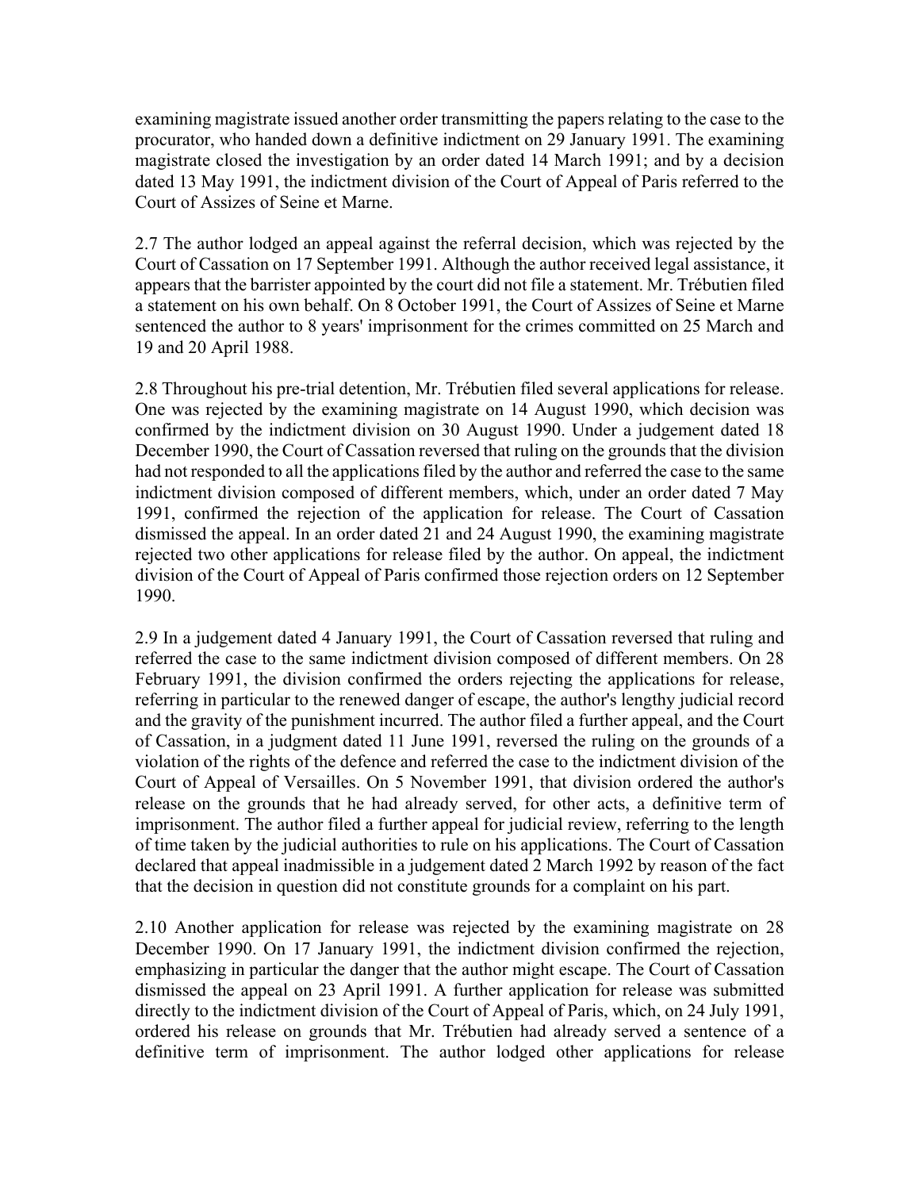examining magistrate issued another order transmitting the papers relating to the case to the procurator, who handed down a definitive indictment on 29 January 1991. The examining magistrate closed the investigation by an order dated 14 March 1991; and by a decision dated 13 May 1991, the indictment division of the Court of Appeal of Paris referred to the Court of Assizes of Seine et Marne.

2.7 The author lodged an appeal against the referral decision, which was rejected by the Court of Cassation on 17 September 1991. Although the author received legal assistance, it appears that the barrister appointed by the court did not file a statement. Mr. Trébutien filed a statement on his own behalf. On 8 October 1991, the Court of Assizes of Seine et Marne sentenced the author to 8 years' imprisonment for the crimes committed on 25 March and 19 and 20 April 1988.

2.8 Throughout his pre-trial detention, Mr. Trébutien filed several applications for release. One was rejected by the examining magistrate on 14 August 1990, which decision was confirmed by the indictment division on 30 August 1990. Under a judgement dated 18 December 1990, the Court of Cassation reversed that ruling on the grounds that the division had not responded to all the applications filed by the author and referred the case to the same indictment division composed of different members, which, under an order dated 7 May 1991, confirmed the rejection of the application for release. The Court of Cassation dismissed the appeal. In an order dated 21 and 24 August 1990, the examining magistrate rejected two other applications for release filed by the author. On appeal, the indictment division of the Court of Appeal of Paris confirmed those rejection orders on 12 September 1990.

2.9 In a judgement dated 4 January 1991, the Court of Cassation reversed that ruling and referred the case to the same indictment division composed of different members. On 28 February 1991, the division confirmed the orders rejecting the applications for release, referring in particular to the renewed danger of escape, the author's lengthy judicial record and the gravity of the punishment incurred. The author filed a further appeal, and the Court of Cassation, in a judgment dated 11 June 1991, reversed the ruling on the grounds of a violation of the rights of the defence and referred the case to the indictment division of the Court of Appeal of Versailles. On 5 November 1991, that division ordered the author's release on the grounds that he had already served, for other acts, a definitive term of imprisonment. The author filed a further appeal for judicial review, referring to the length of time taken by the judicial authorities to rule on his applications. The Court of Cassation declared that appeal inadmissible in a judgement dated 2 March 1992 by reason of the fact that the decision in question did not constitute grounds for a complaint on his part.

2.10 Another application for release was rejected by the examining magistrate on 28 December 1990. On 17 January 1991, the indictment division confirmed the rejection, emphasizing in particular the danger that the author might escape. The Court of Cassation dismissed the appeal on 23 April 1991. A further application for release was submitted directly to the indictment division of the Court of Appeal of Paris, which, on 24 July 1991, ordered his release on grounds that Mr. Trébutien had already served a sentence of a definitive term of imprisonment. The author lodged other applications for release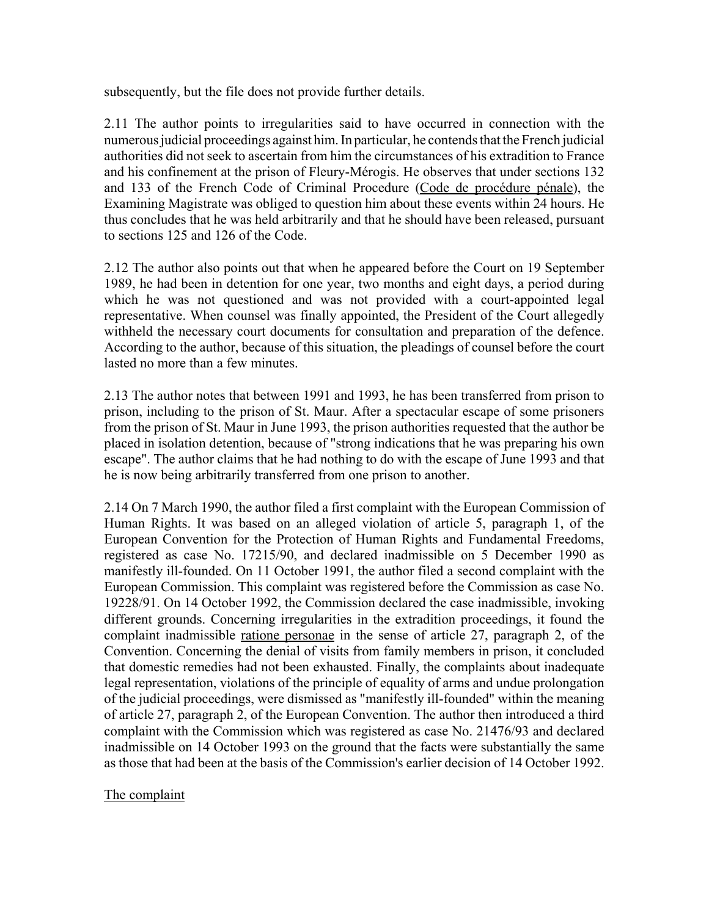subsequently, but the file does not provide further details.

2.11 The author points to irregularities said to have occurred in connection with the numerous judicial proceedings against him. In particular, he contends that the French judicial authorities did not seek to ascertain from him the circumstances of his extradition to France and his confinement at the prison of Fleury-Mérogis. He observes that under sections 132 and 133 of the French Code of Criminal Procedure (Code de procédure pénale), the Examining Magistrate was obliged to question him about these events within 24 hours. He thus concludes that he was held arbitrarily and that he should have been released, pursuant to sections 125 and 126 of the Code.

2.12 The author also points out that when he appeared before the Court on 19 September 1989, he had been in detention for one year, two months and eight days, a period during which he was not questioned and was not provided with a court-appointed legal representative. When counsel was finally appointed, the President of the Court allegedly withheld the necessary court documents for consultation and preparation of the defence. According to the author, because of this situation, the pleadings of counsel before the court lasted no more than a few minutes.

2.13 The author notes that between 1991 and 1993, he has been transferred from prison to prison, including to the prison of St. Maur. After a spectacular escape of some prisoners from the prison of St. Maur in June 1993, the prison authorities requested that the author be placed in isolation detention, because of "strong indications that he was preparing his own escape". The author claims that he had nothing to do with the escape of June 1993 and that he is now being arbitrarily transferred from one prison to another.

2.14 On 7 March 1990, the author filed a first complaint with the European Commission of Human Rights. It was based on an alleged violation of article 5, paragraph 1, of the European Convention for the Protection of Human Rights and Fundamental Freedoms, registered as case No. 17215/90, and declared inadmissible on 5 December 1990 as manifestly ill-founded. On 11 October 1991, the author filed a second complaint with the European Commission. This complaint was registered before the Commission as case No. 19228/91. On 14 October 1992, the Commission declared the case inadmissible, invoking different grounds. Concerning irregularities in the extradition proceedings, it found the complaint inadmissible ratione personae in the sense of article 27, paragraph 2, of the Convention. Concerning the denial of visits from family members in prison, it concluded that domestic remedies had not been exhausted. Finally, the complaints about inadequate legal representation, violations of the principle of equality of arms and undue prolongation of the judicial proceedings, were dismissed as "manifestly ill-founded" within the meaning of article 27, paragraph 2, of the European Convention. The author then introduced a third complaint with the Commission which was registered as case No. 21476/93 and declared inadmissible on 14 October 1993 on the ground that the facts were substantially the same as those that had been at the basis of the Commission's earlier decision of 14 October 1992.

The complaint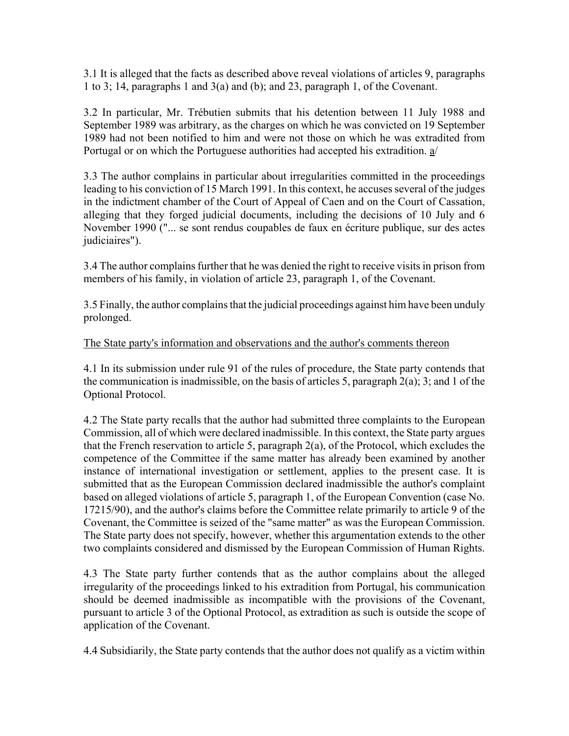3.1 It is alleged that the facts as described above reveal violations of articles 9, paragraphs 1 to 3; 14, paragraphs 1 and 3(a) and (b); and 23, paragraph 1, of the Covenant.

3.2 In particular, Mr. Trébutien submits that his detention between 11 July 1988 and September 1989 was arbitrary, as the charges on which he was convicted on 19 September 1989 had not been notified to him and were not those on which he was extradited from Portugal or on which the Portuguese authorities had accepted his extradition. [a]

3.3 The author complains in particular about irregularities committed in the proceedings leading to his conviction of 15 March 1991. In this context, he accuses several of the judges in the indictment chamber of the Court of Appeal of Caen and on the Court of Cassation, alleging that they forged judicial documents, including the decisions of 10 July and 6 November 1990 ("... se sont rendus coupables de faux en écriture publique, sur des actes judiciaires").

3.4 The author complains further that he was denied the right to receive visits in prison from members of his family, in violation of article 23, paragraph 1, of the Covenant.

3.5 Finally, the author complains that the judicial proceedings against him have been unduly prolonged.

## The State party's information and observations and the author's comments thereon

4.1 In its submission under rule 91 of the rules of procedure, the State party contends that the communication is inadmissible, on the basis of articles 5, paragraph 2(a); 3; and 1 of the Optional Protocol.

4.2 The State party recalls that the author had submitted three complaints to the European Commission, all of which were declared inadmissible. In this context, the State party argues that the French reservation to article 5, paragraph 2(a), of the Protocol, which excludes the competence of the Committee if the same matter has already been examined by another instance of international investigation or settlement, applies to the present case. It is submitted that as the European Commission declared inadmissible the author's complaint based on alleged violations of article 5, paragraph 1, of the European Convention (case No. 17215/90), and the author's claims before the Committee relate primarily to article 9 of the Covenant, the Committee is seized of the "same matter" as was the European Commission. The State party does not specify, however, whether this argumentation extends to the other two complaints considered and dismissed by the European Commission of Human Rights.

4.3 The State party further contends that as the author complains about the alleged irregularity of the proceedings linked to his extradition from Portugal, his communication should be deemed inadmissible as incompatible with the provisions of the Covenant, pursuant to article 3 of the Optional Protocol, as extradition as such is outside the scope of application of the Covenant.

4.4 Subsidiarily, the State party contends that the author does not qualify as a victim within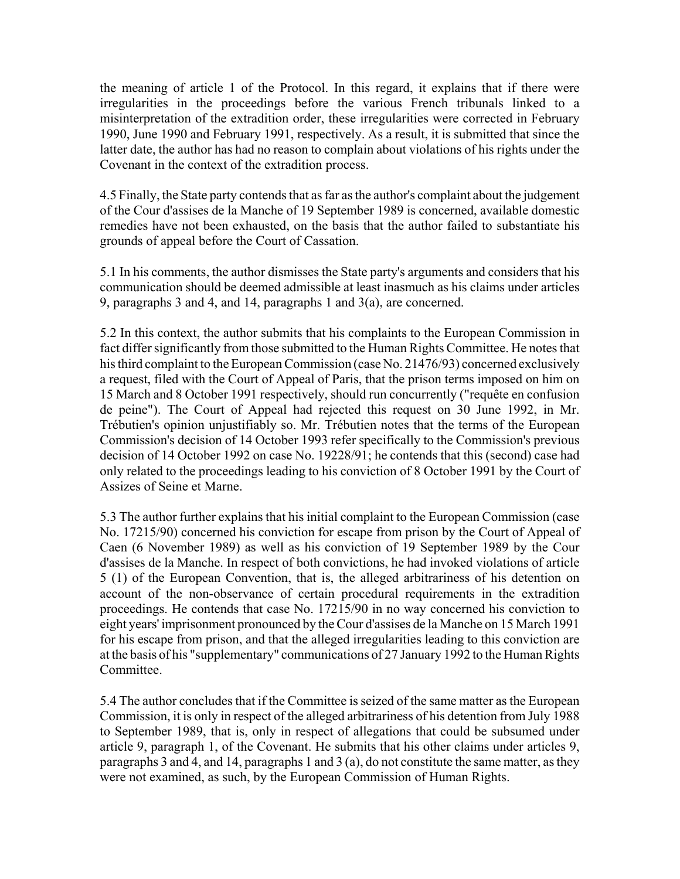the meaning of article 1 of the Protocol. In this regard, it explains that if there were irregularities in the proceedings before the various French tribunals linked to a misinterpretation of the extradition order, these irregularities were corrected in February 1990, June 1990 and February 1991, respectively. As a result, it is submitted that since the latter date, the author has had no reason to complain about violations of his rights under the Covenant in the context of the extradition process.

4.5 Finally, the State party contends that as far as the author's complaint about the judgement of the Cour d'assises de la Manche of 19 September 1989 is concerned, available domestic remedies have not been exhausted, on the basis that the author failed to substantiate his grounds of appeal before the Court of Cassation.

5.1 In his comments, the author dismisses the State party's arguments and considers that his communication should be deemed admissible at least inasmuch as his claims under articles 9, paragraphs 3 and 4, and 14, paragraphs 1 and 3(a), are concerned.

5.2 In this context, the author submits that his complaints to the European Commission in fact differ significantly from those submitted to the Human Rights Committee. He notes that his third complaint to the European Commission (case No. 21476/93) concerned exclusively a request, filed with the Court of Appeal of Paris, that the prison terms imposed on him on 15 March and 8 October 1991 respectively, should run concurrently ("requête en confusion de peine"). The Court of Appeal had rejected this request on 30 June 1992, in Mr. Trébutien's opinion unjustifiably so. Mr. Trébutien notes that the terms of the European Commission's decision of 14 October 1993 refer specifically to the Commission's previous decision of 14 October 1992 on case No. 19228/91; he contends that this (second) case had only related to the proceedings leading to his conviction of 8 October 1991 by the Court of Assizes of Seine et Marne.

5.3 The author further explains that his initial complaint to the European Commission (case No. 17215/90) concerned his conviction for escape from prison by the Court of Appeal of Caen (6 November 1989) as well as his conviction of 19 September 1989 by the Cour d'assises de la Manche. In respect of both convictions, he had invoked violations of article 5 (1) of the European Convention, that is, the alleged arbitrariness of his detention on account of the non-observance of certain procedural requirements in the extradition proceedings. He contends that case No. 17215/90 in no way concerned his conviction to eight years' imprisonment pronounced by the Cour d'assises de la Manche on 15 March 1991 for his escape from prison, and that the alleged irregularities leading to this conviction are at the basis of his "supplementary" communications of 27 January 1992 to the Human Rights Committee.

5.4 The author concludes that if the Committee is seized of the same matter as the European Commission, it is only in respect of the alleged arbitrariness of his detention from July 1988 to September 1989, that is, only in respect of allegations that could be subsumed under article 9, paragraph 1, of the Covenant. He submits that his other claims under articles 9, paragraphs 3 and 4, and 14, paragraphs 1 and 3 (a), do not constitute the same matter, as they were not examined, as such, by the European Commission of Human Rights.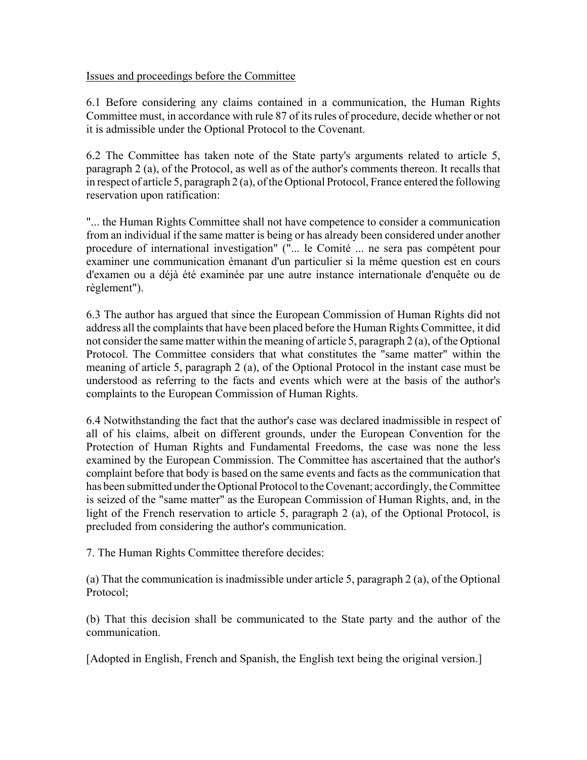Issues and proceedings before the Committee

6.1 Before considering any claims contained in a communication, the Human Rights Committee must, in accordance with rule 87 of its rules of procedure, decide whether or not it is admissible under the Optional Protocol to the Covenant.

6.2 The Committee has taken note of the State party's arguments related to article 5, paragraph 2 (a), of the Protocol, as well as of the author's comments thereon. It recalls that in respect of article 5, paragraph 2 (a), of the Optional Protocol, France entered the following reservation upon ratification:

"... the Human Rights Committee shall not have competence to consider a communication from an individual if the same matter is being or has already been considered under another procedure of international investigation" ("... le Comité ... ne sera pas compétent pour examiner une communication émanant d'un particulier si la même question est en cours d'examen ou a déjà été examinée par une autre instance internationale d'enquête ou de règlement").

6.3 The author has argued that since the European Commission of Human Rights did not address all the complaints that have been placed before the Human Rights Committee, it did not consider the same matter within the meaning of article 5, paragraph 2 (a), of the Optional Protocol. The Committee considers that what constitutes the "same matter" within the meaning of article 5, paragraph 2 (a), of the Optional Protocol in the instant case must be understood as referring to the facts and events which were at the basis of the author's complaints to the European Commission of Human Rights.

6.4 Notwithstanding the fact that the author's case was declared inadmissible in respect of all of his claims, albeit on different grounds, under the European Convention for the Protection of Human Rights and Fundamental Freedoms, the case was none the less examined by the European Commission. The Committee has ascertained that the author's complaint before that body is based on the same events and facts as the communication that has been submitted under the Optional Protocol to the Covenant; accordingly, the Committee is seized of the "same matter" as the European Commission of Human Rights, and, in the light of the French reservation to article 5, paragraph 2 (a), of the Optional Protocol, is precluded from considering the author's communication.

7. The Human Rights Committee therefore decides:

(a) That the communication is inadmissible under article 5, paragraph 2 (a), of the Optional Protocol;

(b) That this decision shall be communicated to the State party and the author of the communication.

[Adopted in English, French and Spanish, the English text being the original version.]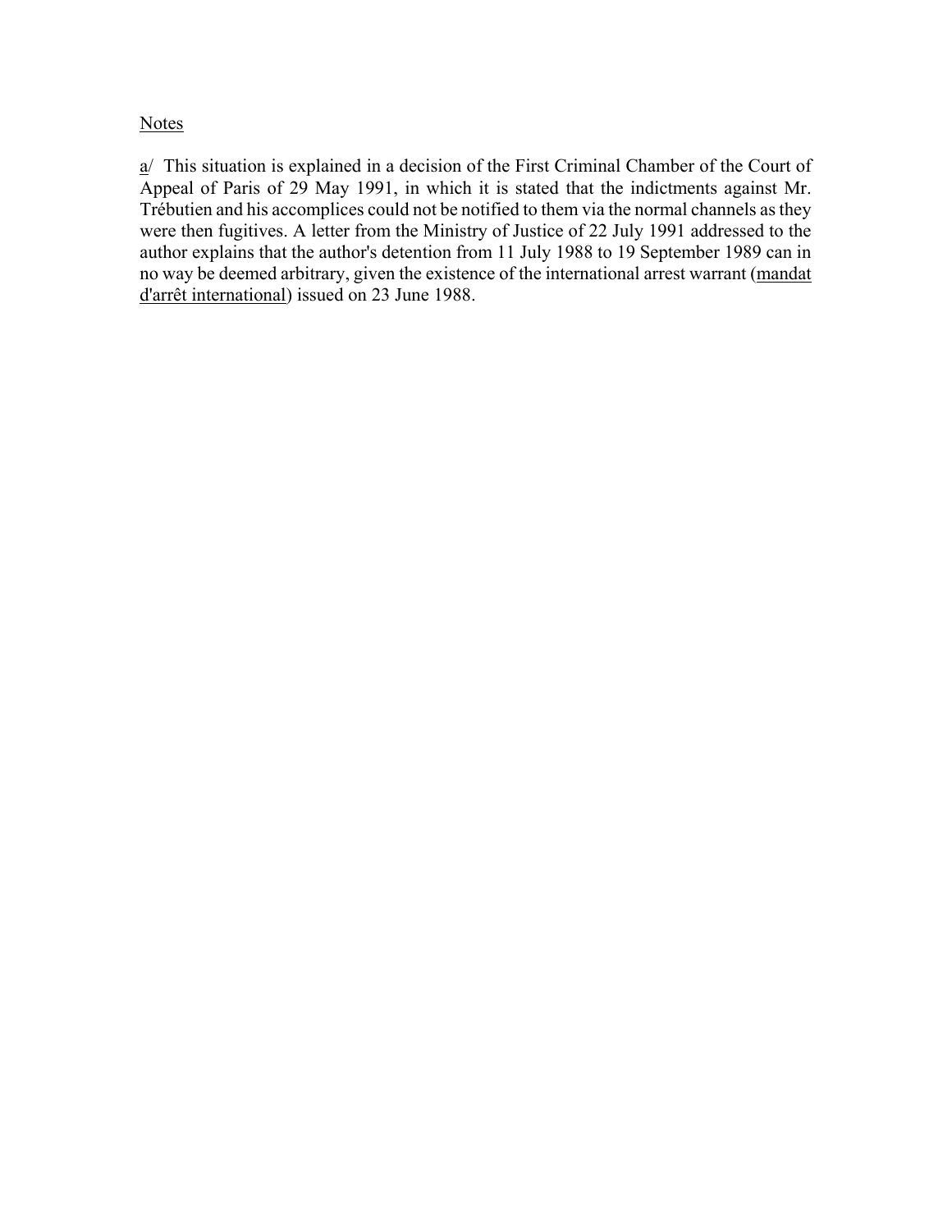Notes

a/ This situation is explained in a decision of the First Criminal Chamber of the Court of Appeal of Paris of 29 May 1991, in which it is stated that the indictments against Mr. Trébutien and his accomplices could not be notified to them via the normal channels as they were then fugitives. A letter from the Ministry of Justice of 22 July 1991 addressed to the author explains that the author's detention from 11 July 1988 to 19 September 1989 can in no way be deemed arbitrary, given the existence of the international arrest warrant (mandat d'arrêt international) issued on 23 June 1988.